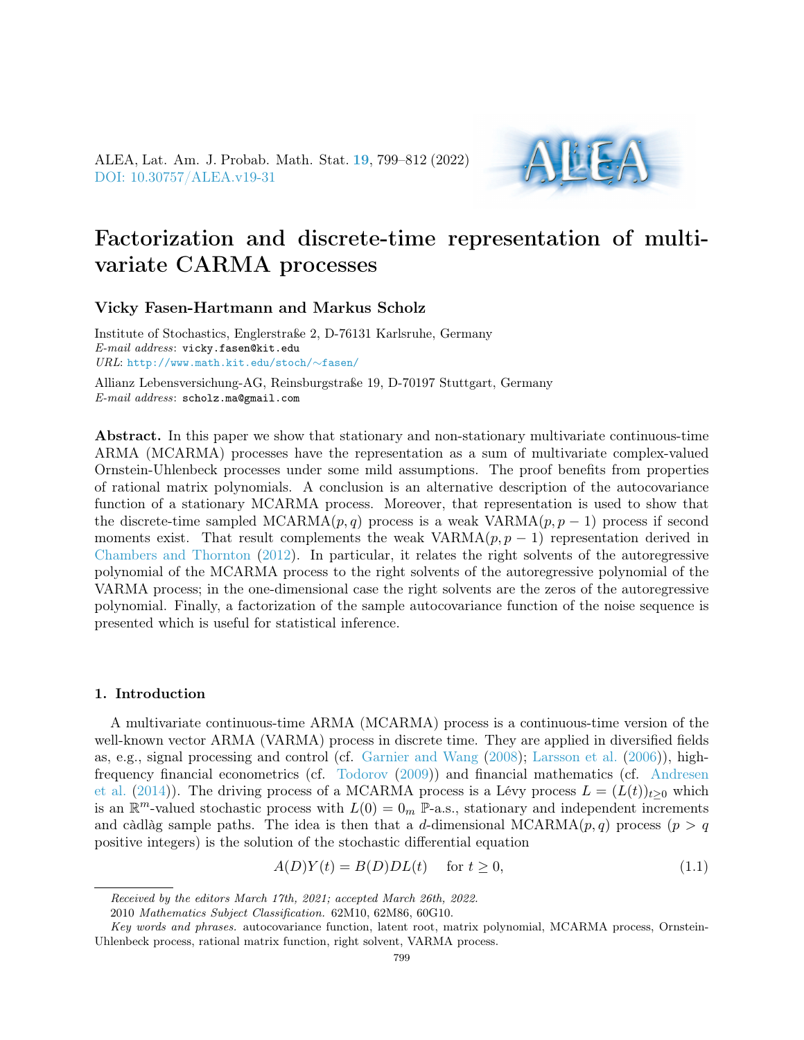# Factorization and discrete-time representation of multivariate CARMA processes

**Vicky Fasen-Hartmann and Markus Scholz**

Institute of Stochastics, Englerstraße 2, D-76131 Karlsruhe, Germany
*E-mail address*: vicky.fasen@kit.edu
*URL*: http://www.math.kit.edu/stoch/∼fasen/

Allianz Lebensversicherung-AG, Reinsburgstraße 19, D-70197 Stuttgart, Germany
*E-mail address*: scholz.ma@gmail.com

**Abstract.** In this paper we show that stationary and non-stationary multivariate continuous-time ARMA (MCARMA) processes have the representation as a sum of multivariate complex-valued Ornstein-Uhlenbeck processes under some mild assumptions. The proof benefits from properties of rational matrix polynomials. A conclusion is an alternative description of the autocovariance function of a stationary MCARMA process. Moreover, that representation is used to show that the discrete-time sampled MCARMA$(p, q)$ process is a weak VARMA$(p, p-1)$ process if second moments exist. That result complements the weak VARMA$(p, p-1)$ representation derived in Chambers and Thornton (2012). In particular, it relates the right solvents of the autoregressive polynomial of the MCARMA process to the right solvents of the autoregressive polynomial of the VARMA process; in the one-dimensional case the right solvents are the zeros of the autoregressive polynomial. Finally, a factorization of the sample autocovariance function of the noise sequence is presented which is useful for statistical inference.

## 1. Introduction

A multivariate continuous-time ARMA (MCARMA) process is a continuous-time version of the well-known vector ARMA (VARMA) process in discrete time. They are applied in diversified fields as, e.g., signal processing and control (cf. Garnier and Wang (2008); Larsson et al. (2006)), high-frequency financial econometrics (cf. Todorov (2009)) and financial mathematics (cf. Andresen et al. (2014)). The driving process of a MCARMA process is a Lévy process $L = (L(t))_{t\geq 0}$ which is an $\mathbb{R}^m$-valued stochastic process with $L(0) = 0_m$ $\mathbb{P}$-a.s., stationary and independent increments and càdlàg sample paths. The idea is then that a $d$-dimensional MCARMA$(p, q)$ process ($p > q$ positive integers) is the solution of the stochastic differential equation

$$A(D)Y(t) = B(D)DL(t) \quad \text{for } t \geq 0, \tag{1.1}$$

---

*Received by the editors March 17th, 2021; accepted March 26th, 2022.*

2010 *Mathematics Subject Classification.* 62M10, 62M86, 60G10.

*Key words and phrases.* autocovariance function, latent root, matrix polynomial, MCARMA process, Ornstein-Uhlenbeck process, rational matrix function, right solvent, VARMA process.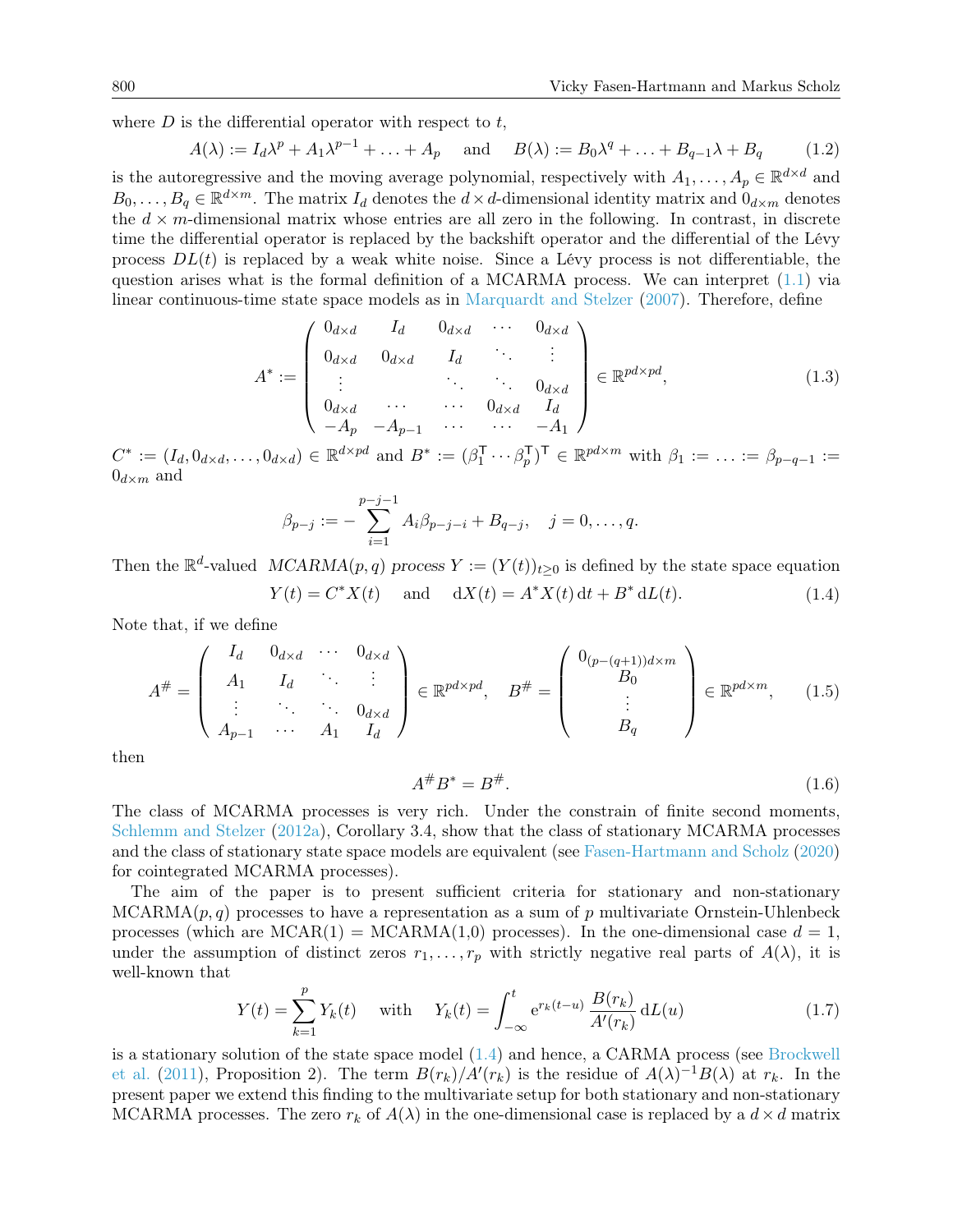where $D$ is the differential operator with respect to $t$,

$$A(\lambda) := I_d \lambda^p + A_1 \lambda^{p-1} + \ldots + A_p \quad \text{and} \quad B(\lambda) := B_0 \lambda^q + \ldots + B_{q-1}\lambda + B_q \tag{1.2}$$

is the autoregressive and the moving average polynomial, respectively with $A_1, \ldots, A_p \in \mathbb{R}^{d\times d}$ and $B_0, \ldots, B_q \in \mathbb{R}^{d\times m}$. The matrix $I_d$ denotes the $d \times d$-dimensional identity matrix and $0_{d\times m}$ denotes the $d \times m$-dimensional matrix whose entries are all zero in the following. In contrast, in discrete time the differential operator is replaced by the backshift operator and the differential of the Lévy process $DL(t)$ is replaced by a weak white noise. Since a Lévy process is not differentiable, the question arises what is the formal definition of a MCARMA process. We can interpret (1.1) via linear continuous-time state space models as in Marquardt and Stelzer (2007). Therefore, define

$$A^* := \begin{pmatrix} 0_{d\times d} & I_d & 0_{d\times d} & \cdots & 0_{d\times d} \\ 0_{d\times d} & 0_{d\times d} & I_d & \ddots & \vdots \\ \vdots & & \ddots & \ddots & 0_{d\times d} \\ 0_{d\times d} & \cdots & \cdots & 0_{d\times d} & I_d \\ -A_p & -A_{p-1} & \cdots & \cdots & -A_1 \end{pmatrix} \in \mathbb{R}^{pd\times pd}, \tag{1.3}$$

$C^* := (I_d, 0_{d\times d}, \ldots, 0_{d\times d}) \in \mathbb{R}^{d\times pd}$ and $B^* := (\beta_1^\mathsf{T} \cdots \beta_p^\mathsf{T})^\mathsf{T} \in \mathbb{R}^{pd\times m}$ with $\beta_1 := \ldots := \beta_{p-q-1} := 0_{d\times m}$ and

$$\beta_{p-j} := -\sum_{i=1}^{p-j-1} A_i \beta_{p-j-i} + B_{q-j}, \quad j = 0, \ldots, q.$$

Then the $\mathbb{R}^d$-valued *MCARMA*$(p, q)$ *process* $Y := (Y(t))_{t\geq 0}$ is defined by the state space equation

$$Y(t) = C^* X(t) \quad \text{and} \quad \mathrm{d}X(t) = A^* X(t)\,\mathrm{d}t + B^*\,\mathrm{d}L(t). \tag{1.4}$$

Note that, if we define

$$A^\# = \begin{pmatrix} I_d & 0_{d\times d} & \cdots & 0_{d\times d} \\ A_1 & I_d & \ddots & \vdots \\ \vdots & \ddots & \ddots & 0_{d\times d} \\ A_{p-1} & \cdots & A_1 & I_d \end{pmatrix} \in \mathbb{R}^{pd\times pd}, \quad B^\# = \begin{pmatrix} 0_{(p-(q+1))d\times m} \\ B_0 \\ \vdots \\ B_q \end{pmatrix} \in \mathbb{R}^{pd\times m}, \tag{1.5}$$

then

$$A^\# B^* = B^\#. \tag{1.6}$$

The class of MCARMA processes is very rich. Under the constrain of finite second moments, Schlemm and Stelzer (2012a), Corollary 3.4, show that the class of stationary MCARMA processes and the class of stationary state space models are equivalent (see Fasen-Hartmann and Scholz (2020) for cointegrated MCARMA processes).

The aim of the paper is to present sufficient criteria for stationary and non-stationary MCARMA$(p, q)$ processes to have a representation as a sum of $p$ multivariate Ornstein-Uhlenbeck processes (which are MCAR(1) = MCARMA(1,0) processes). In the one-dimensional case $d = 1$, under the assumption of distinct zeros $r_1, \ldots, r_p$ with strictly negative real parts of $A(\lambda)$, it is well-known that

$$Y(t) = \sum_{k=1}^{p} Y_k(t) \quad \text{with} \quad Y_k(t) = \int_{-\infty}^{t} \mathrm{e}^{r_k(t-u)} \frac{B(r_k)}{A'(r_k)}\,\mathrm{d}L(u) \tag{1.7}$$

is a stationary solution of the state space model (1.4) and hence, a CARMA process (see Brockwell et al. (2011), Proposition 2). The term $B(r_k)/A'(r_k)$ is the residue of $A(\lambda)^{-1}B(\lambda)$ at $r_k$. In the present paper we extend this finding to the multivariate setup for both stationary and non-stationary MCARMA processes. The zero $r_k$ of $A(\lambda)$ in the one-dimensional case is replaced by a $d \times d$ matrix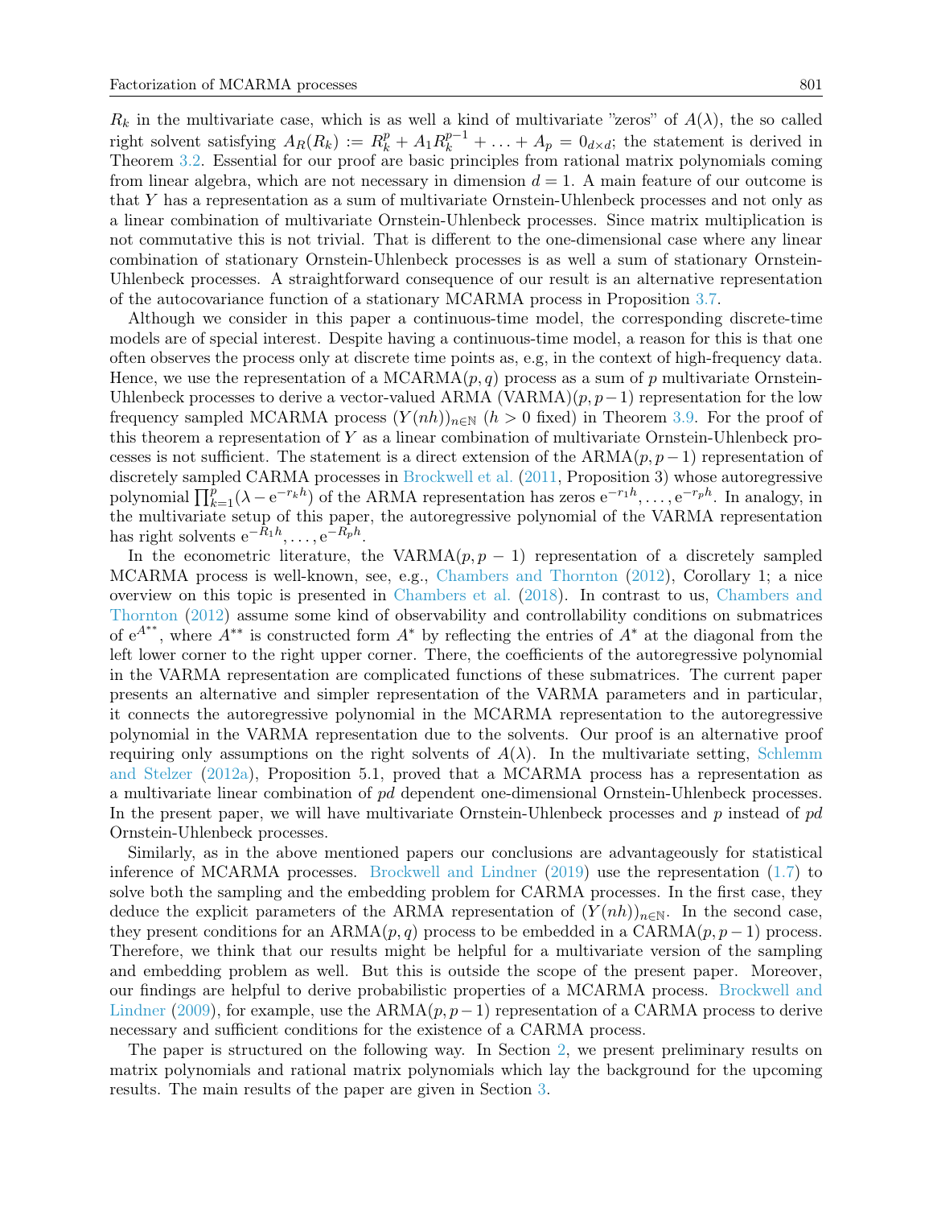$R_k$ in the multivariate case, which is as well a kind of multivariate "zeros" of $A(\lambda)$, the so called right solvent satisfying $A_R(R_k) := R_k^p + A_1 R_k^{p-1} + \ldots + A_p = 0_{d\times d}$; the statement is derived in Theorem 3.2. Essential for our proof are basic principles from rational matrix polynomials coming from linear algebra, which are not necessary in dimension $d = 1$. A main feature of our outcome is that $Y$ has a representation as a sum of multivariate Ornstein-Uhlenbeck processes and not only as a linear combination of multivariate Ornstein-Uhlenbeck processes. Since matrix multiplication is not commutative this is not trivial. That is different to the one-dimensional case where any linear combination of stationary Ornstein-Uhlenbeck processes is as well a sum of stationary Ornstein-Uhlenbeck processes. A straightforward consequence of our result is an alternative representation of the autocovariance function of a stationary MCARMA process in Proposition 3.7.

Although we consider in this paper a continuous-time model, the corresponding discrete-time models are of special interest. Despite having a continuous-time model, a reason for this is that one often observes the process only at discrete time points as, e.g, in the context of high-frequency data. Hence, we use the representation of a MCARMA$(p, q)$ process as a sum of $p$ multivariate Ornstein-Uhlenbeck processes to derive a vector-valued ARMA (VARMA)$(p, p-1)$ representation for the low frequency sampled MCARMA process $(Y(nh))_{n\in\mathbb{N}}$ ($h > 0$ fixed) in Theorem 3.9. For the proof of this theorem a representation of $Y$ as a linear combination of multivariate Ornstein-Uhlenbeck processes is not sufficient. The statement is a direct extension of the ARMA$(p, p-1)$ representation of discretely sampled CARMA processes in Brockwell et al. (2011, Proposition 3) whose autoregressive polynomial $\prod_{k=1}^{p}(\lambda - \mathrm{e}^{-r_k h})$ of the ARMA representation has zeros $\mathrm{e}^{-r_1 h}, \ldots, \mathrm{e}^{-r_p h}$. In analogy, in the multivariate setup of this paper, the autoregressive polynomial of the VARMA representation has right solvents $\mathrm{e}^{-R_1 h}, \ldots, \mathrm{e}^{-R_p h}$.

In the econometric literature, the VARMA$(p, p-1)$ representation of a discretely sampled MCARMA process is well-known, see, e.g., Chambers and Thornton (2012), Corollary 1; a nice overview on this topic is presented in Chambers et al. (2018). In contrast to us, Chambers and Thornton (2012) assume some kind of observability and controllability conditions on submatrices of $\mathrm{e}^{A^{**}}$, where $A^{**}$ is constructed form $A^*$ by reflecting the entries of $A^*$ at the diagonal from the left lower corner to the right upper corner. There, the coefficients of the autoregressive polynomial in the VARMA representation are complicated functions of these submatrices. The current paper presents an alternative and simpler representation of the VARMA parameters and in particular, it connects the autoregressive polynomial in the MCARMA representation to the autoregressive polynomial in the VARMA representation due to the solvents. Our proof is an alternative proof requiring only assumptions on the right solvents of $A(\lambda)$. In the multivariate setting, Schlemm and Stelzer (2012a), Proposition 5.1, proved that a MCARMA process has a representation as a multivariate linear combination of $pd$ dependent one-dimensional Ornstein-Uhlenbeck processes. In the present paper, we will have multivariate Ornstein-Uhlenbeck processes and $p$ instead of $pd$ Ornstein-Uhlenbeck processes.

Similarly, as in the above mentioned papers our conclusions are advantageously for statistical inference of MCARMA processes. Brockwell and Lindner (2019) use the representation (1.7) to solve both the sampling and the embedding problem for CARMA processes. In the first case, they deduce the explicit parameters of the ARMA representation of $(Y(nh))_{n\in\mathbb{N}}$. In the second case, they present conditions for an ARMA$(p, q)$ process to be embedded in a CARMA$(p, p-1)$ process. Therefore, we think that our results might be helpful for a multivariate version of the sampling and embedding problem as well. But this is outside the scope of the present paper. Moreover, our findings are helpful to derive probabilistic properties of a MCARMA process. Brockwell and Lindner (2009), for example, use the ARMA$(p, p-1)$ representation of a CARMA process to derive necessary and sufficient conditions for the existence of a CARMA process.

The paper is structured on the following way. In Section 2, we present preliminary results on matrix polynomials and rational matrix polynomials which lay the background for the upcoming results. The main results of the paper are given in Section 3.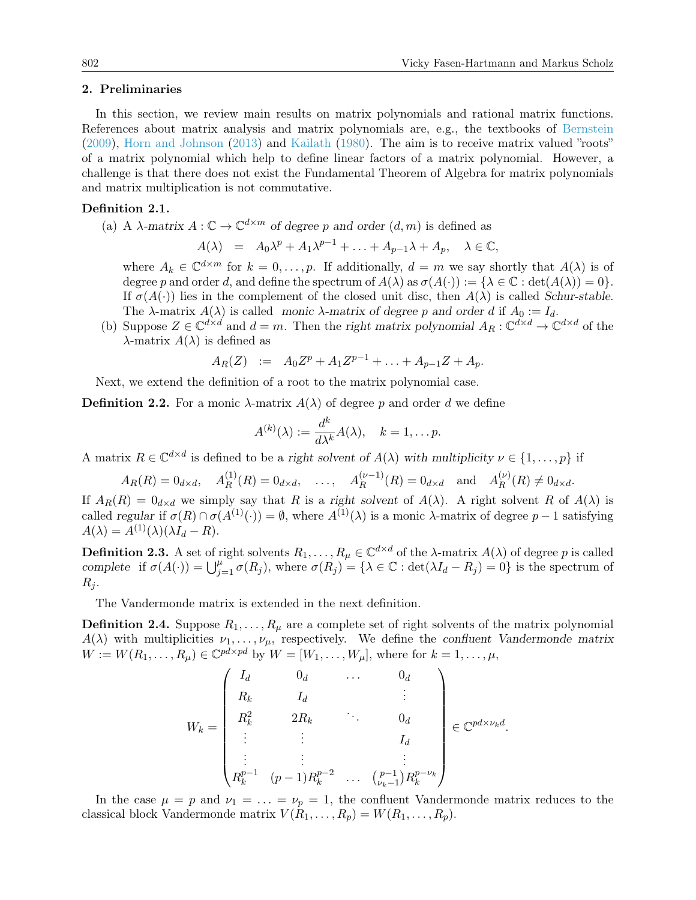## 2. Preliminaries

In this section, we review main results on matrix polynomials and rational matrix functions. References about matrix analysis and matrix polynomials are, e.g., the textbooks of Bernstein (2009), Horn and Johnson (2013) and Kailath (1980). The aim is to receive matrix valued "roots" of a matrix polynomial which help to define linear factors of a matrix polynomial. However, a challenge is that there does not exist the Fundamental Theorem of Algebra for matrix polynomials and matrix multiplication is not commutative.

**Definition 2.1.**

(a) A *$\lambda$-matrix* $A : \mathbb{C} \to \mathbb{C}^{d\times m}$ *of degree* $p$ *and order* $(d, m)$ is defined as

$$A(\lambda) \;\; = \;\; A_0\lambda^p + A_1\lambda^{p-1} + \ldots + A_{p-1}\lambda + A_p, \quad \lambda \in \mathbb{C},$$

where $A_k \in \mathbb{C}^{d\times m}$ for $k = 0, \ldots, p$. If additionally, $d = m$ we say shortly that $A(\lambda)$ is of degree $p$ and order $d$, and define the spectrum of $A(\lambda)$ as $\sigma(A(\cdot)) := \{\lambda \in \mathbb{C} : \det(A(\lambda)) = 0\}$. If $\sigma(A(\cdot))$ lies in the complement of the closed unit disc, then $A(\lambda)$ is called *Schur-stable*. The $\lambda$-matrix $A(\lambda)$ is called *monic $\lambda$-matrix of degree $p$ and order $d$* if $A_0 := I_d$.

(b) Suppose $Z \in \mathbb{C}^{d\times d}$ and $d = m$. Then the *right matrix polynomial* $A_R : \mathbb{C}^{d\times d} \to \mathbb{C}^{d\times d}$ of the $\lambda$-matrix $A(\lambda)$ is defined as

$$A_R(Z) \;\; := \;\; A_0Z^p + A_1Z^{p-1} + \ldots + A_{p-1}Z + A_p.$$

Next, we extend the definition of a root to the matrix polynomial case.

**Definition 2.2.** For a monic $\lambda$-matrix $A(\lambda)$ of degree $p$ and order $d$ we define

$$A^{(k)}(\lambda) := \frac{d^k}{d\lambda^k}A(\lambda), \quad k = 1, \ldots p.$$

A matrix $R \in \mathbb{C}^{d\times d}$ is defined to be a *right solvent of $A(\lambda)$ with multiplicity* $\nu \in \{1, \ldots, p\}$ if

$$A_R(R) = 0_{d\times d}, \quad A_R^{(1)}(R) = 0_{d\times d}, \quad \ldots, \quad A_R^{(\nu-1)}(R) = 0_{d\times d} \quad \text{and} \quad A_R^{(\nu)}(R) \neq 0_{d\times d}.$$

If $A_R(R) = 0_{d\times d}$ we simply say that $R$ is a *right solvent* of $A(\lambda)$. A right solvent $R$ of $A(\lambda)$ is called *regular* if $\sigma(R) \cap \sigma(A^{(1)}(\cdot)) = \emptyset$, where $A^{(1)}(\lambda)$ is a monic $\lambda$-matrix of degree $p-1$ satisfying $A(\lambda) = A^{(1)}(\lambda)(\lambda I_d - R)$.

**Definition 2.3.** A set of right solvents $R_1, \ldots, R_\mu \in \mathbb{C}^{d\times d}$ of the $\lambda$-matrix $A(\lambda)$ of degree $p$ is called *complete* if $\sigma(A(\cdot)) = \bigcup_{j=1}^{\mu} \sigma(R_j)$, where $\sigma(R_j) = \{\lambda \in \mathbb{C} : \det(\lambda I_d - R_j) = 0\}$ is the spectrum of $R_j$.

The Vandermonde matrix is extended in the next definition.

**Definition 2.4.** Suppose $R_1, \ldots, R_\mu$ are a complete set of right solvents of the matrix polynomial $A(\lambda)$ with multiplicities $\nu_1, \ldots, \nu_\mu$, respectively. We define the *confluent Vandermonde matrix* $W := W(R_1, \ldots, R_\mu) \in \mathbb{C}^{pd\times pd}$ by $W = [W_1, \ldots, W_\mu]$, where for $k = 1, \ldots, \mu$,

$$W_k = \begin{pmatrix} I_d & 0_d & \cdots & 0_d \\ R_k & I_d & & \vdots \\ R_k^2 & 2R_k & \ddots & 0_d \\ \vdots & \vdots & & I_d \\ \vdots & \vdots & & \vdots \\ R_k^{p-1} & (p-1)R_k^{p-2} & \cdots & \binom{p-1}{\nu_k-1}R_k^{p-\nu_k} \end{pmatrix} \in \mathbb{C}^{pd\times \nu_k d}.$$

In the case $\mu = p$ and $\nu_1 = \ldots = \nu_p = 1$, the confluent Vandermonde matrix reduces to the classical block Vandermonde matrix $V(R_1, \ldots, R_p) = W(R_1, \ldots, R_p)$.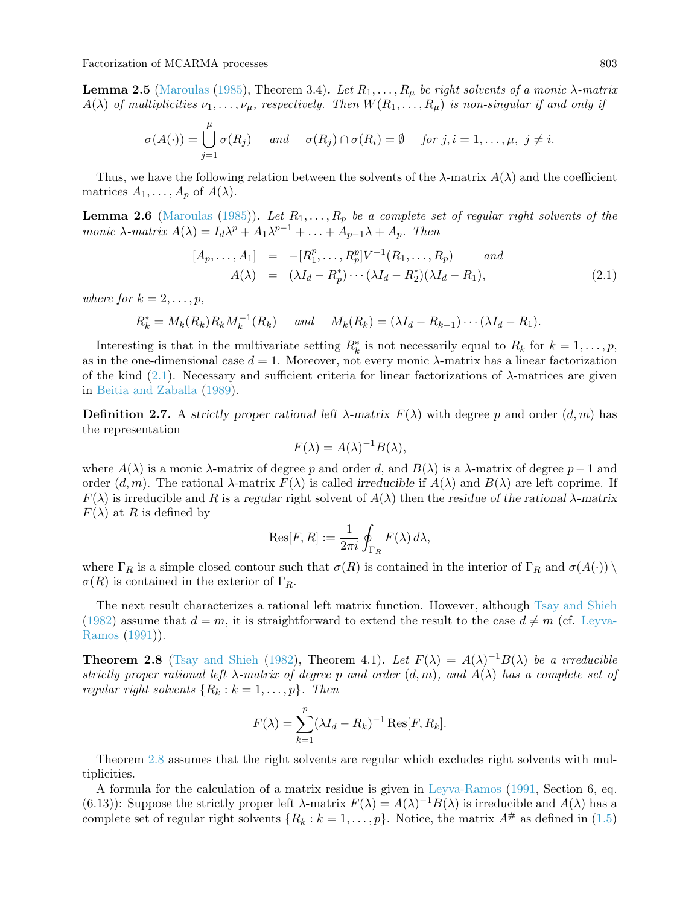**Lemma 2.5** (Maroulas (1985), Theorem 3.4)**.** *Let $R_1, \ldots, R_\mu$ be right solvents of a monic $\lambda$-matrix $A(\lambda)$ of multiplicities $\nu_1, \ldots, \nu_\mu$, respectively. Then $W(R_1, \ldots, R_\mu)$ is non-singular if and only if*

$$\sigma(A(\cdot)) = \bigcup_{j=1}^{\mu} \sigma(R_j) \quad \text{and} \quad \sigma(R_j) \cap \sigma(R_i) = \emptyset \quad \text{for } j, i = 1, \ldots, \mu, \ j \neq i.$$

Thus, we have the following relation between the solvents of the $\lambda$-matrix $A(\lambda)$ and the coefficient matrices $A_1, \ldots, A_p$ of $A(\lambda)$.

**Lemma 2.6** (Maroulas (1985))**.** *Let $R_1, \ldots, R_p$ be a complete set of regular right solvents of the monic $\lambda$-matrix $A(\lambda) = I_d\lambda^p + A_1\lambda^{p-1} + \ldots + A_{p-1}\lambda + A_p$. Then*

$$\begin{aligned} [A_p, \ldots, A_1] &= -[R_1^p, \ldots, R_p^p]V^{-1}(R_1, \ldots, R_p) \qquad \text{and} \\ A(\lambda) &= (\lambda I_d - R_p^*) \cdots (\lambda I_d - R_2^*)(\lambda I_d - R_1), \end{aligned} \tag{2.1}$$

*where for $k = 2, \ldots, p$,*

$$R_k^* = M_k(R_k)R_kM_k^{-1}(R_k) \quad \text{and} \quad M_k(R_k) = (\lambda I_d - R_{k-1}) \cdots (\lambda I_d - R_1).$$

Interesting is that in the multivariate setting $R_k^*$ is not necessarily equal to $R_k$ for $k = 1, \ldots, p$, as in the one-dimensional case $d = 1$. Moreover, not every monic $\lambda$-matrix has a linear factorization of the kind (2.1). Necessary and sufficient criteria for linear factorizations of $\lambda$-matrices are given in Beitia and Zaballa (1989).

**Definition 2.7.** A *strictly proper rational left $\lambda$-matrix* $F(\lambda)$ with degree $p$ and order $(d, m)$ has the representation

$$F(\lambda) = A(\lambda)^{-1}B(\lambda),$$

where $A(\lambda)$ is a monic $\lambda$-matrix of degree $p$ and order $d$, and $B(\lambda)$ is a $\lambda$-matrix of degree $p - 1$ and order $(d, m)$. The rational $\lambda$-matrix $F(\lambda)$ is called *irreducible* if $A(\lambda)$ and $B(\lambda)$ are left coprime. If $F(\lambda)$ is irreducible and $R$ is a *regular* right solvent of $A(\lambda)$ then the *residue of the rational $\lambda$-matrix* $F(\lambda)$ at $R$ is defined by

$$\mathrm{Res}[F, R] := \frac{1}{2\pi i} \oint_{\Gamma_R} F(\lambda)\, d\lambda,$$

where $\Gamma_R$ is a simple closed contour such that $\sigma(R)$ is contained in the interior of $\Gamma_R$ and $\sigma(A(\cdot)) \setminus \sigma(R)$ is contained in the exterior of $\Gamma_R$.

The next result characterizes a rational left matrix function. However, although Tsay and Shieh (1982) assume that $d = m$, it is straightforward to extend the result to the case $d \neq m$ (cf. Leyva-Ramos (1991)).

**Theorem 2.8** (Tsay and Shieh (1982), Theorem 4.1)**.** *Let $F(\lambda) = A(\lambda)^{-1}B(\lambda)$ be a irreducible strictly proper rational left $\lambda$-matrix of degree $p$ and order $(d, m)$, and $A(\lambda)$ has a complete set of regular right solvents $\{R_k : k = 1, \ldots, p\}$. Then*

$$F(\lambda) = \sum_{k=1}^{p} (\lambda I_d - R_k)^{-1}\, \mathrm{Res}[F, R_k].$$

Theorem 2.8 assumes that the right solvents are regular which excludes right solvents with multiplicities.

A formula for the calculation of a matrix residue is given in Leyva-Ramos (1991, Section 6, eq. (6.13)): Suppose the strictly proper left $\lambda$-matrix $F(\lambda) = A(\lambda)^{-1}B(\lambda)$ is irreducible and $A(\lambda)$ has a complete set of regular right solvents $\{R_k : k = 1, \ldots, p\}$. Notice, the matrix $A^{\#}$ as defined in (1.5)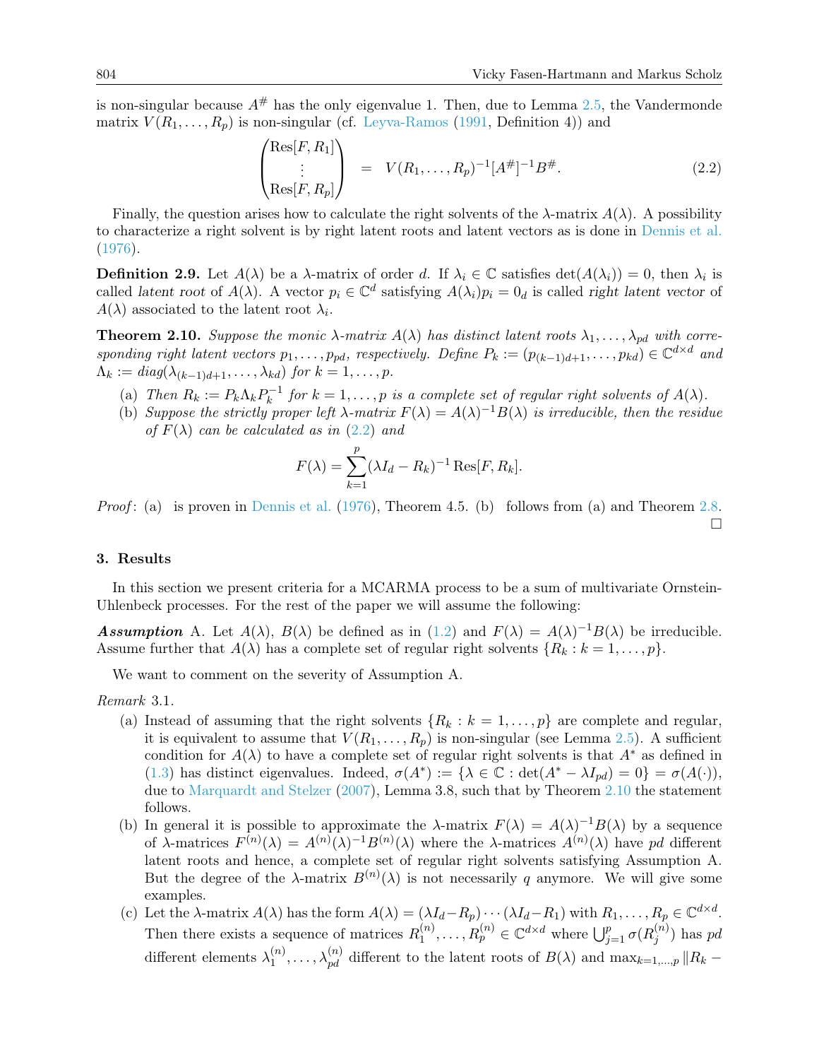is non-singular because $A^{\#}$ has the only eigenvalue 1. Then, due to Lemma 2.5, the Vandermonde matrix $V(R_1,\ldots,R_p)$ is non-singular (cf. Leyva-Ramos (1991, Definition 4)) and

$$\begin{pmatrix}\mathrm{Res}[F,R_1]\\ \vdots \\ \mathrm{Res}[F,R_p]\end{pmatrix} \quad = \quad V(R_1,\ldots,R_p)^{-1}[A^{\#}]^{-1}B^{\#}. \tag{2.2}$$

Finally, the question arises how to calculate the right solvents of the $\lambda$-matrix $A(\lambda)$. A possibility to characterize a right solvent is by right latent roots and latent vectors as is done in Dennis et al. (1976).

**Definition 2.9.** Let $A(\lambda)$ be a $\lambda$-matrix of order $d$. If $\lambda_i \in \mathbb{C}$ satisfies $\det(A(\lambda_i)) = 0$, then $\lambda_i$ is called *latent root* of $A(\lambda)$. A vector $p_i \in \mathbb{C}^d$ satisfying $A(\lambda_i)p_i = 0_d$ is called *right latent vector* of $A(\lambda)$ associated to the latent root $\lambda_i$.

**Theorem 2.10.** *Suppose the monic $\lambda$-matrix $A(\lambda)$ has distinct latent roots $\lambda_1,\ldots,\lambda_{pd}$ with corresponding right latent vectors $p_1,\ldots,p_{pd}$, respectively. Define $P_k := (p_{(k-1)d+1},\ldots,p_{kd}) \in \mathbb{C}^{d\times d}$ and $\Lambda_k := diag(\lambda_{(k-1)d+1},\ldots,\lambda_{kd})$ for $k = 1,\ldots,p$.*

(a) *Then $R_k := P_k\Lambda_kP_k^{-1}$ for $k = 1,\ldots,p$ is a complete set of regular right solvents of $A(\lambda)$.*

(b) *Suppose the strictly proper left $\lambda$-matrix $F(\lambda) = A(\lambda)^{-1}B(\lambda)$ is irreducible, then the residue of $F(\lambda)$ can be calculated as in (2.2) and*

$$F(\lambda) = \sum_{k=1}^{p}(\lambda I_d - R_k)^{-1}\,\mathrm{Res}[F,R_k].$$

*Proof*: (a) is proven in Dennis et al. (1976), Theorem 4.5. (b) follows from (a) and Theorem 2.8. □

## 3. Results

In this section we present criteria for a MCARMA process to be a sum of multivariate Ornstein-Uhlenbeck processes. For the rest of the paper we will assume the following:

***Assumption*** A. Let $A(\lambda)$, $B(\lambda)$ be defined as in (1.2) and $F(\lambda) = A(\lambda)^{-1}B(\lambda)$ be irreducible. Assume further that $A(\lambda)$ has a complete set of regular right solvents $\{R_k : k = 1,\ldots,p\}$.

We want to comment on the severity of Assumption A.

*Remark* 3.1.

(a) Instead of assuming that the right solvents $\{R_k : k = 1,\ldots,p\}$ are complete and regular, it is equivalent to assume that $V(R_1,\ldots,R_p)$ is non-singular (see Lemma 2.5). A sufficient condition for $A(\lambda)$ to have a complete set of regular right solvents is that $A^*$ as defined in (1.3) has distinct eigenvalues. Indeed, $\sigma(A^*) := \{\lambda \in \mathbb{C} : \det(A^* - \lambda I_{pd}) = 0\} = \sigma(A(\cdot))$, due to Marquardt and Stelzer (2007), Lemma 3.8, such that by Theorem 2.10 the statement follows.

(b) In general it is possible to approximate the $\lambda$-matrix $F(\lambda) = A(\lambda)^{-1}B(\lambda)$ by a sequence of $\lambda$-matrices $F^{(n)}(\lambda) = A^{(n)}(\lambda)^{-1}B^{(n)}(\lambda)$ where the $\lambda$-matrices $A^{(n)}(\lambda)$ have $pd$ different latent roots and hence, a complete set of regular right solvents satisfying Assumption A. But the degree of the $\lambda$-matrix $B^{(n)}(\lambda)$ is not necessarily $q$ anymore. We will give some examples.

(c) Let the $\lambda$-matrix $A(\lambda)$ has the form $A(\lambda) = (\lambda I_d - R_p)\cdots(\lambda I_d - R_1)$ with $R_1,\ldots,R_p \in \mathbb{C}^{d\times d}$. Then there exists a sequence of matrices $R_1^{(n)},\ldots,R_p^{(n)} \in \mathbb{C}^{d\times d}$ where $\bigcup_{j=1}^{p}\sigma(R_j^{(n)})$ has $pd$ different elements $\lambda_1^{(n)},\ldots,\lambda_{pd}^{(n)}$ different to the latent roots of $B(\lambda)$ and $\max_{k=1,\ldots,p}\|R_k -$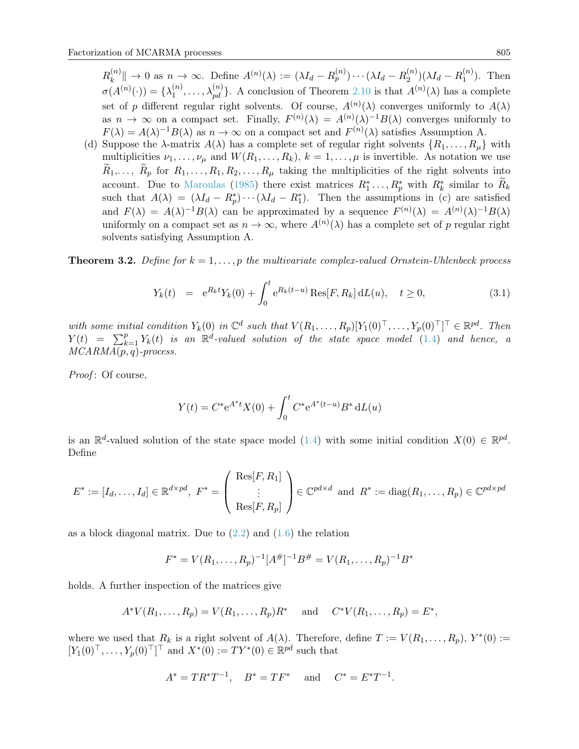$R_k^{(n)}\| \to 0$ as $n \to \infty$. Define $A^{(n)}(\lambda) := (\lambda I_d - R_p^{(n)}) \cdots (\lambda I_d - R_2^{(n)})(\lambda I_d - R_1^{(n)})$. Then $\sigma(A^{(n)}(\cdot)) = \{\lambda_1^{(n)}, \ldots, \lambda_{pd}^{(n)}\}$. A conclusion of Theorem 2.10 is that $A^{(n)}(\lambda)$ has a complete set of $p$ different regular right solvents. Of course, $A^{(n)}(\lambda)$ converges uniformly to $A(\lambda)$ as $n \to \infty$ on a compact set. Finally, $F^{(n)}(\lambda) = A^{(n)}(\lambda)^{-1}B(\lambda)$ converges uniformly to $F(\lambda) = A(\lambda)^{-1}B(\lambda)$ as $n \to \infty$ on a compact set and $F^{(n)}(\lambda)$ satisfies Assumption A.

(d) Suppose the $\lambda$-matrix $A(\lambda)$ has a complete set of regular right solvents $\{R_1, \ldots, R_\mu\}$ with multiplicities $\nu_1, \ldots, \nu_\mu$ and $W(R_1, \ldots, R_k)$, $k = 1, \ldots, \mu$ is invertible. As notation we use $\widetilde{R}_1, \ldots, \widetilde{R}_p$ for $R_1, \ldots, R_1, R_2, \ldots, R_\mu$ taking the multiplicities of the right solvents into account. Due to Maroulas (1985) there exist matrices $R_1^* \ldots, R_p^*$ with $R_k^*$ similar to $\widetilde{R}_k$ such that $A(\lambda) = (\lambda I_d - R_p^*) \cdots (\lambda I_d - R_1^*)$. Then the assumptions in (c) are satisfied and $F(\lambda) = A(\lambda)^{-1}B(\lambda)$ can be approximated by a sequence $F^{(n)}(\lambda) = A^{(n)}(\lambda)^{-1}B(\lambda)$ uniformly on a compact set as $n \to \infty$, where $A^{(n)}(\lambda)$ has a complete set of $p$ regular right solvents satisfying Assumption A.

**Theorem 3.2.** *Define for $k = 1, \ldots, p$ the multivariate complex-valued Ornstein-Uhlenbeck process*

$$Y_k(t) \;\; = \;\; \mathrm{e}^{R_k t} Y_k(0) + \int_0^t \mathrm{e}^{R_k(t-u)} \operatorname{Res}[F, R_k] \, \mathrm{d}L(u), \quad t \geq 0, \tag{3.1}$$

*with some initial condition $Y_k(0)$ in $\mathbb{C}^d$ such that $V(R_1, \ldots, R_p)[Y_1(0)^\top, \ldots, Y_p(0)^\top]^\top \in \mathbb{R}^{pd}$. Then $Y(t) = \sum_{k=1}^p Y_k(t)$ is an $\mathbb{R}^d$-valued solution of the state space model (1.4) and hence, a MCARMA$(p, q)$-process.*

*Proof*: Of course,

$$Y(t) = C^* \mathrm{e}^{A^* t} X(0) + \int_0^t C^* \mathrm{e}^{A^*(t-u)} B^* \, \mathrm{d}L(u)$$

is an $\mathbb{R}^d$-valued solution of the state space model (1.4) with some initial condition $X(0) \in \mathbb{R}^{pd}$. Define

$$E^* := [I_d, \ldots, I_d] \in \mathbb{R}^{d \times pd}, \;\; F^* = \begin{pmatrix} \operatorname{Res}[F, R_1] \\ \vdots \\ \operatorname{Res}[F, R_p] \end{pmatrix} \in \mathbb{C}^{pd \times d} \;\; \text{and} \;\; R^* := \operatorname{diag}(R_1, \ldots, R_p) \in \mathbb{C}^{pd \times pd}$$

as a block diagonal matrix. Due to (2.2) and (1.6) the relation

$$F^* = V(R_1, \ldots, R_p)^{-1}[A^\#]^{-1} B^\# = V(R_1, \ldots, R_p)^{-1} B^*$$

holds. A further inspection of the matrices give

$$A^* V(R_1, \ldots, R_p) = V(R_1, \ldots, R_p) R^* \quad \text{ and } \quad C^* V(R_1, \ldots, R_p) = E^*,$$

where we used that $R_k$ is a right solvent of $A(\lambda)$. Therefore, define $T := V(R_1, \ldots, R_p)$, $Y^*(0) := [Y_1(0)^\top, \ldots, Y_p(0)^\top]^\top$ and $X^*(0) := T Y^*(0) \in \mathbb{R}^{pd}$ such that

$$A^* = T R^* T^{-1}, \quad B^* = T F^* \quad \text{ and } \quad C^* = E^* T^{-1}.$$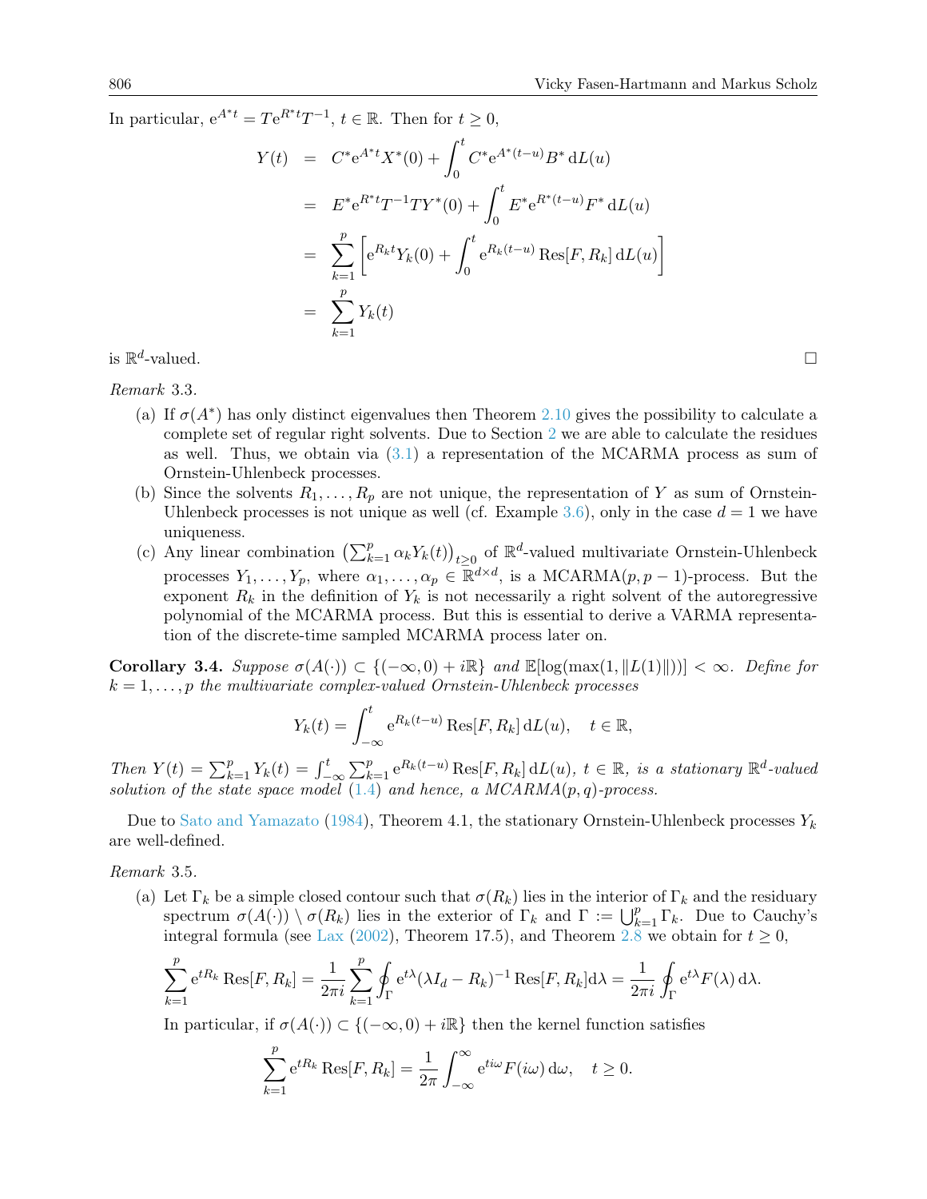In particular, $\mathrm{e}^{A^*t} = T\mathrm{e}^{R^*t}T^{-1}$, $t \in \mathbb{R}$. Then for $t \geq 0$,

$$
\begin{aligned}
Y(t) &= C^*\mathrm{e}^{A^*t}X^*(0) + \int_0^t C^*\mathrm{e}^{A^*(t-u)}B^*\,\mathrm{d}L(u) \\
&= E^*\mathrm{e}^{R^*t}T^{-1}TY^*(0) + \int_0^t E^*\mathrm{e}^{R^*(t-u)}F^*\,\mathrm{d}L(u) \\
&= \sum_{k=1}^p \left[\mathrm{e}^{R_k t}Y_k(0) + \int_0^t \mathrm{e}^{R_k(t-u)}\,\mathrm{Res}[F, R_k]\,\mathrm{d}L(u)\right] \\
&= \sum_{k=1}^p Y_k(t)
\end{aligned}
$$

is $\mathbb{R}^d$-valued. □

*Remark* 3.3.

(a) If $\sigma(A^*)$ has only distinct eigenvalues then Theorem 2.10 gives the possibility to calculate a complete set of regular right solvents. Due to Section 2 we are able to calculate the residues as well. Thus, we obtain via (3.1) a representation of the MCARMA process as sum of Ornstein-Uhlenbeck processes.

(b) Since the solvents $R_1, \ldots, R_p$ are not unique, the representation of $Y$ as sum of Ornstein-Uhlenbeck processes is not unique as well (cf. Example 3.6), only in the case $d = 1$ we have uniqueness.

(c) Any linear combination $\left(\sum_{k=1}^p \alpha_k Y_k(t)\right)_{t\geq 0}$ of $\mathbb{R}^d$-valued multivariate Ornstein-Uhlenbeck processes $Y_1, \ldots, Y_p$, where $\alpha_1, \ldots, \alpha_p \in \mathbb{R}^{d\times d}$, is a MCARMA$(p, p-1)$-process. But the exponent $R_k$ in the definition of $Y_k$ is not necessarily a right solvent of the autoregressive polynomial of the MCARMA process. But this is essential to derive a VARMA representation of the discrete-time sampled MCARMA process later on.

**Corollary 3.4.** *Suppose $\sigma(A(\cdot)) \subset \{(-\infty, 0) + i\mathbb{R}\}$ and $\mathbb{E}[\log(\max(1, \|L(1)\|))] < \infty$. Define for $k = 1, \ldots, p$ the multivariate complex-valued Ornstein-Uhlenbeck processes*

$$
Y_k(t) = \int_{-\infty}^t \mathrm{e}^{R_k(t-u)}\,\mathrm{Res}[F, R_k]\,\mathrm{d}L(u), \quad t \in \mathbb{R},
$$

*Then $Y(t) = \sum_{k=1}^p Y_k(t) = \int_{-\infty}^t \sum_{k=1}^p \mathrm{e}^{R_k(t-u)}\,\mathrm{Res}[F, R_k]\,\mathrm{d}L(u)$, $t \in \mathbb{R}$, is a stationary $\mathbb{R}^d$-valued solution of the state space model (1.4) and hence, a MCARMA$(p, q)$-process.*

Due to Sato and Yamazato (1984), Theorem 4.1, the stationary Ornstein-Uhlenbeck processes $Y_k$ are well-defined.

*Remark* 3.5.

(a) Let $\Gamma_k$ be a simple closed contour such that $\sigma(R_k)$ lies in the interior of $\Gamma_k$ and the residuary spectrum $\sigma(A(\cdot)) \setminus \sigma(R_k)$ lies in the exterior of $\Gamma_k$ and $\Gamma := \bigcup_{k=1}^p \Gamma_k$. Due to Cauchy's integral formula (see Lax (2002), Theorem 17.5), and Theorem 2.8 we obtain for $t \geq 0$,

$$
\sum_{k=1}^p \mathrm{e}^{tR_k}\,\mathrm{Res}[F, R_k] = \frac{1}{2\pi i}\sum_{k=1}^p \oint_\Gamma \mathrm{e}^{t\lambda}(\lambda I_d - R_k)^{-1}\,\mathrm{Res}[F, R_k]\mathrm{d}\lambda = \frac{1}{2\pi i}\oint_\Gamma \mathrm{e}^{t\lambda}F(\lambda)\,\mathrm{d}\lambda.
$$

In particular, if $\sigma(A(\cdot)) \subset \{(-\infty, 0) + i\mathbb{R}\}$ then the kernel function satisfies

$$
\sum_{k=1}^p \mathrm{e}^{tR_k}\,\mathrm{Res}[F, R_k] = \frac{1}{2\pi}\int_{-\infty}^{\infty} \mathrm{e}^{ti\omega}F(i\omega)\,\mathrm{d}\omega, \quad t \geq 0.
$$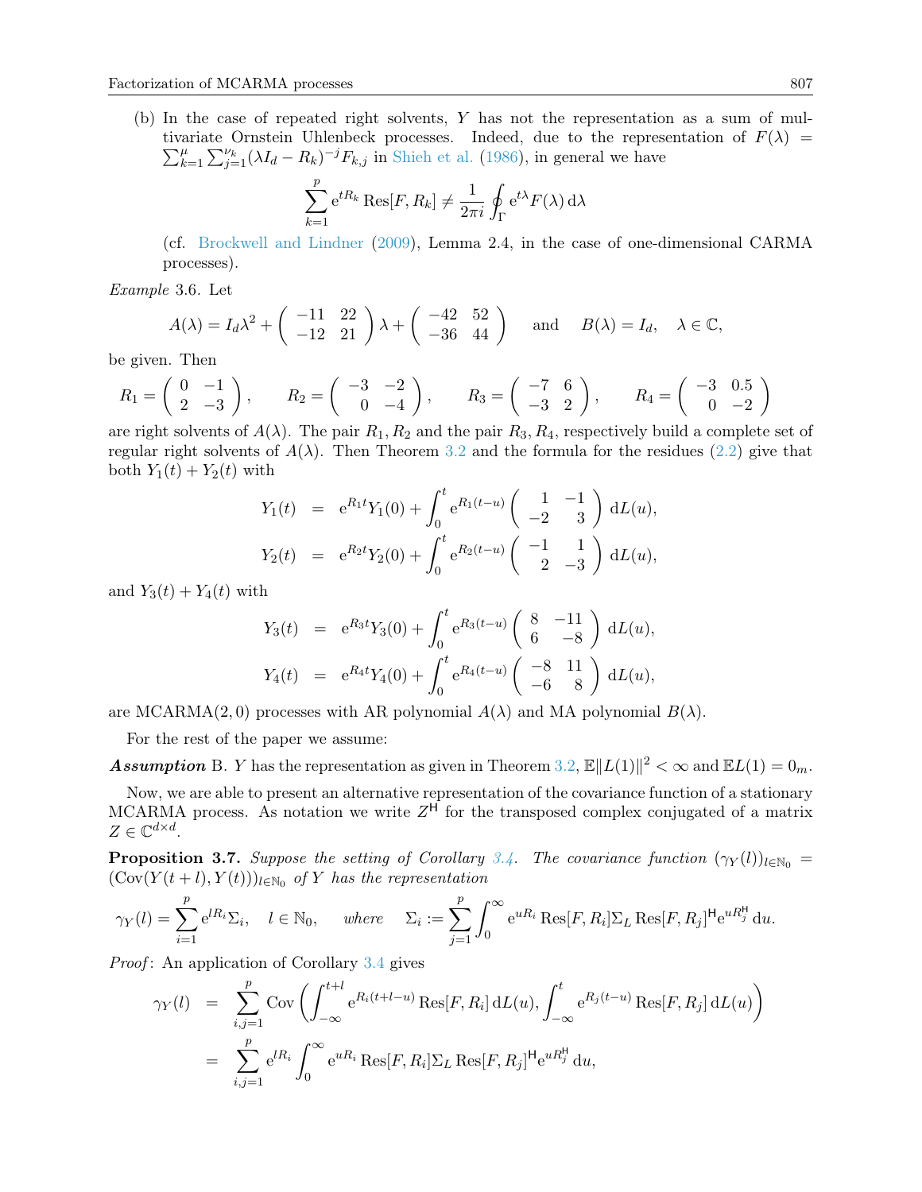(b) In the case of repeated right solvents, $Y$ has not the representation as a sum of multivariate Ornstein Uhlenbeck processes. Indeed, due to the representation of $F(\lambda) = \sum_{k=1}^{\mu}\sum_{j=1}^{\nu_k}(\lambda I_d - R_k)^{-j}F_{k,j}$ in Shieh et al. (1986), in general we have

$$\sum_{k=1}^{p} \mathrm{e}^{tR_k} \operatorname{Res}[F, R_k] \neq \frac{1}{2\pi i}\oint_{\Gamma} \mathrm{e}^{t\lambda}F(\lambda)\,\mathrm{d}\lambda$$

(cf. Brockwell and Lindner (2009), Lemma 2.4, in the case of one-dimensional CARMA processes).

*Example* 3.6. Let

$$A(\lambda) = I_d\lambda^2 + \begin{pmatrix} -11 & 22 \\ -12 & 21 \end{pmatrix}\lambda + \begin{pmatrix} -42 & 52 \\ -36 & 44 \end{pmatrix} \quad \text{and} \quad B(\lambda) = I_d, \quad \lambda \in \mathbb{C},$$

be given. Then

$$R_1 = \begin{pmatrix} 0 & -1 \\ 2 & -3 \end{pmatrix}, \qquad R_2 = \begin{pmatrix} -3 & -2 \\ 0 & -4 \end{pmatrix}, \qquad R_3 = \begin{pmatrix} -7 & 6 \\ -3 & 2 \end{pmatrix}, \qquad R_4 = \begin{pmatrix} -3 & 0.5 \\ 0 & -2 \end{pmatrix}$$

are right solvents of $A(\lambda)$. The pair $R_1, R_2$ and the pair $R_3, R_4$, respectively build a complete set of regular right solvents of $A(\lambda)$. Then Theorem 3.2 and the formula for the residues (2.2) give that both $Y_1(t) + Y_2(t)$ with

$$\begin{aligned}
Y_1(t) &= \mathrm{e}^{R_1 t}Y_1(0) + \int_0^t \mathrm{e}^{R_1(t-u)}\begin{pmatrix} 1 & -1 \\ -2 & 3 \end{pmatrix}\mathrm{d}L(u), \\
Y_2(t) &= \mathrm{e}^{R_2 t}Y_2(0) + \int_0^t \mathrm{e}^{R_2(t-u)}\begin{pmatrix} -1 & 1 \\ 2 & -3 \end{pmatrix}\mathrm{d}L(u),
\end{aligned}$$

and $Y_3(t) + Y_4(t)$ with

$$\begin{aligned}
Y_3(t) &= \mathrm{e}^{R_3 t}Y_3(0) + \int_0^t \mathrm{e}^{R_3(t-u)}\begin{pmatrix} 8 & -11 \\ 6 & -8 \end{pmatrix}\mathrm{d}L(u), \\
Y_4(t) &= \mathrm{e}^{R_4 t}Y_4(0) + \int_0^t \mathrm{e}^{R_4(t-u)}\begin{pmatrix} -8 & 11 \\ -6 & 8 \end{pmatrix}\mathrm{d}L(u),
\end{aligned}$$

are MCARMA$(2,0)$ processes with AR polynomial $A(\lambda)$ and MA polynomial $B(\lambda)$.

For the rest of the paper we assume:

***Assumption*** B. $Y$ has the representation as given in Theorem 3.2, $\mathbb{E}\|L(1)\|^2 < \infty$ and $\mathbb{E}L(1) = 0_m$.

Now, we are able to present an alternative representation of the covariance function of a stationary MCARMA process. As notation we write $Z^{\mathsf{H}}$ for the transposed complex conjugated of a matrix $Z \in \mathbb{C}^{d\times d}$.

**Proposition 3.7.** *Suppose the setting of Corollary 3.4. The covariance function* $(\gamma_Y(l))_{l\in\mathbb{N}_0} = (\operatorname{Cov}(Y(t+l), Y(t)))_{l\in\mathbb{N}_0}$ *of $Y$ has the representation*

$$\gamma_Y(l) = \sum_{i=1}^{p} \mathrm{e}^{lR_i}\Sigma_i, \quad l \in \mathbb{N}_0, \qquad \text{where} \quad \Sigma_i := \sum_{j=1}^{p}\int_0^\infty \mathrm{e}^{uR_i}\operatorname{Res}[F, R_i]\Sigma_L\operatorname{Res}[F, R_j]^{\mathsf{H}}\mathrm{e}^{uR_j^{\mathsf{H}}}\,\mathrm{d}u.$$

*Proof*: An application of Corollary 3.4 gives

$$\begin{aligned}
\gamma_Y(l) &= \sum_{i,j=1}^{p}\operatorname{Cov}\left(\int_{-\infty}^{t+l}\mathrm{e}^{R_i(t+l-u)}\operatorname{Res}[F, R_i]\,\mathrm{d}L(u), \int_{-\infty}^{t}\mathrm{e}^{R_j(t-u)}\operatorname{Res}[F, R_j]\,\mathrm{d}L(u)\right) \\
&= \sum_{i,j=1}^{p}\mathrm{e}^{lR_i}\int_0^\infty \mathrm{e}^{uR_i}\operatorname{Res}[F, R_i]\Sigma_L\operatorname{Res}[F, R_j]^{\mathsf{H}}\mathrm{e}^{uR_j^{\mathsf{H}}}\,\mathrm{d}u,
\end{aligned}$$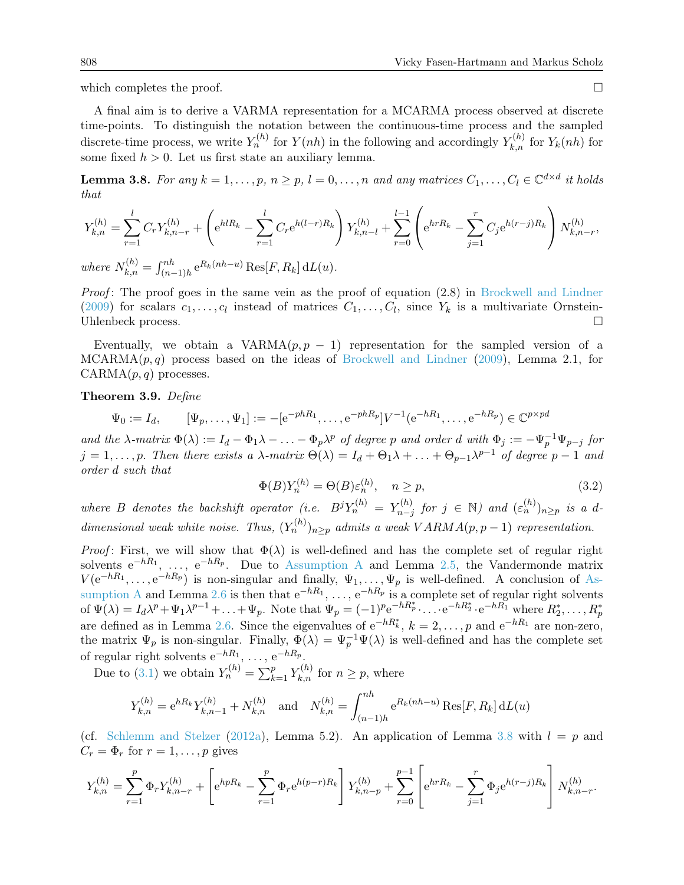which completes the proof. □

A final aim is to derive a VARMA representation for a MCARMA process observed at discrete time-points. To distinguish the notation between the continuous-time process and the sampled discrete-time process, we write $Y_n^{(h)}$ for $Y(nh)$ in the following and accordingly $Y_{k,n}^{(h)}$ for $Y_k(nh)$ for some fixed $h > 0$. Let us first state an auxiliary lemma.

**Lemma 3.8.** *For any $k = 1, \ldots, p$, $n \geq p$, $l = 0, \ldots, n$ and any matrices $C_1, \ldots, C_l \in \mathbb{C}^{d \times d}$ it holds that*

$$Y_{k,n}^{(h)} = \sum_{r=1}^{l} C_r Y_{k,n-r}^{(h)} + \left( \mathrm{e}^{hlR_k} - \sum_{r=1}^{l} C_r \mathrm{e}^{h(l-r)R_k} \right) Y_{k,n-l}^{(h)} + \sum_{r=0}^{l-1} \left( \mathrm{e}^{hrR_k} - \sum_{j=1}^{r} C_j \mathrm{e}^{h(r-j)R_k} \right) N_{k,n-r}^{(h)},$$

*where $N_{k,n}^{(h)} = \int_{(n-1)h}^{nh} \mathrm{e}^{R_k(nh-u)} \operatorname{Res}[F, R_k] \, \mathrm{d}L(u)$.*

*Proof*: The proof goes in the same vein as the proof of equation (2.8) in Brockwell and Lindner (2009) for scalars $c_1, \ldots, c_l$ instead of matrices $C_1, \ldots, C_l$, since $Y_k$ is a multivariate Ornstein-Uhlenbeck process. □

Eventually, we obtain a VARMA$(p, p-1)$ representation for the sampled version of a MCARMA$(p, q)$ process based on the ideas of Brockwell and Lindner (2009), Lemma 2.1, for CARMA$(p, q)$ processes.

**Theorem 3.9.** *Define*

$$\Psi_0 := I_d, \qquad [\Psi_p, \ldots, \Psi_1] := -[\mathrm{e}^{-phR_1}, \ldots, \mathrm{e}^{-phR_p}] V^{-1}(\mathrm{e}^{-hR_1}, \ldots, \mathrm{e}^{-hR_p}) \in \mathbb{C}^{p \times pd}$$

*and the $\lambda$-matrix $\Phi(\lambda) := I_d - \Phi_1 \lambda - \ldots - \Phi_p \lambda^p$ of degree $p$ and order $d$ with $\Phi_j := -\Psi_p^{-1} \Psi_{p-j}$ for $j = 1, \ldots, p$. Then there exists a $\lambda$-matrix $\Theta(\lambda) = I_d + \Theta_1 \lambda + \ldots + \Theta_{p-1} \lambda^{p-1}$ of degree $p-1$ and order $d$ such that*

$$\Phi(B) Y_n^{(h)} = \Theta(B) \varepsilon_n^{(h)}, \quad n \geq p, \tag{3.2}$$

*where $B$ denotes the backshift operator (i.e. $B^j Y_n^{(h)} = Y_{n-j}^{(h)}$ for $j \in \mathbb{N}$) and $(\varepsilon_n^{(h)})_{n \geq p}$ is a $d$-dimensional weak white noise. Thus, $(Y_n^{(h)})_{n \geq p}$ admits a weak VARMA$(p, p-1)$ representation.*

*Proof*: First, we will show that $\Phi(\lambda)$ is well-defined and has the complete set of regular right solvents $\mathrm{e}^{-hR_1}, \ldots, \mathrm{e}^{-hR_p}$. Due to Assumption A and Lemma 2.5, the Vandermonde matrix $V(\mathrm{e}^{-hR_1}, \ldots, \mathrm{e}^{-hR_p})$ is non-singular and finally, $\Psi_1, \ldots, \Psi_p$ is well-defined. A conclusion of Assumption A and Lemma 2.6 is then that $\mathrm{e}^{-hR_1}, \ldots, \mathrm{e}^{-hR_p}$ is a complete set of regular right solvents of $\Psi(\lambda) = I_d \lambda^p + \Psi_1 \lambda^{p-1} + \ldots + \Psi_p$. Note that $\Psi_p = (-1)^p \mathrm{e}^{-hR_p^*} \cdot \ldots \cdot \mathrm{e}^{-hR_2^*} \cdot \mathrm{e}^{-hR_1}$ where $R_2^*, \ldots, R_p^*$ are defined as in Lemma 2.6. Since the eigenvalues of $\mathrm{e}^{-hR_k^*}$, $k = 2, \ldots, p$ and $\mathrm{e}^{-hR_1}$ are non-zero, the matrix $\Psi_p$ is non-singular. Finally, $\Phi(\lambda) = \Psi_p^{-1} \Psi(\lambda)$ is well-defined and has the complete set of regular right solvents $\mathrm{e}^{-hR_1}, \ldots, \mathrm{e}^{-hR_p}$.

Due to (3.1) we obtain $Y_n^{(h)} = \sum_{k=1}^{p} Y_{k,n}^{(h)}$ for $n \geq p$, where

$$Y_{k,n}^{(h)} = \mathrm{e}^{hR_k} Y_{k,n-1}^{(h)} + N_{k,n}^{(h)} \quad \text{and} \quad N_{k,n}^{(h)} = \int_{(n-1)h}^{nh} \mathrm{e}^{R_k(nh-u)} \operatorname{Res}[F, R_k] \, \mathrm{d}L(u)$$

(cf. Schlemm and Stelzer (2012a), Lemma 5.2). An application of Lemma 3.8 with $l = p$ and $C_r = \Phi_r$ for $r = 1, \ldots, p$ gives

$$Y_{k,n}^{(h)} = \sum_{r=1}^{p} \Phi_r Y_{k,n-r}^{(h)} + \left[ \mathrm{e}^{hpR_k} - \sum_{r=1}^{p} \Phi_r \mathrm{e}^{h(p-r)R_k} \right] Y_{k,n-p}^{(h)} + \sum_{r=0}^{p-1} \left[ \mathrm{e}^{hrR_k} - \sum_{j=1}^{r} \Phi_j \mathrm{e}^{h(r-j)R_k} \right] N_{k,n-r}^{(h)}.$$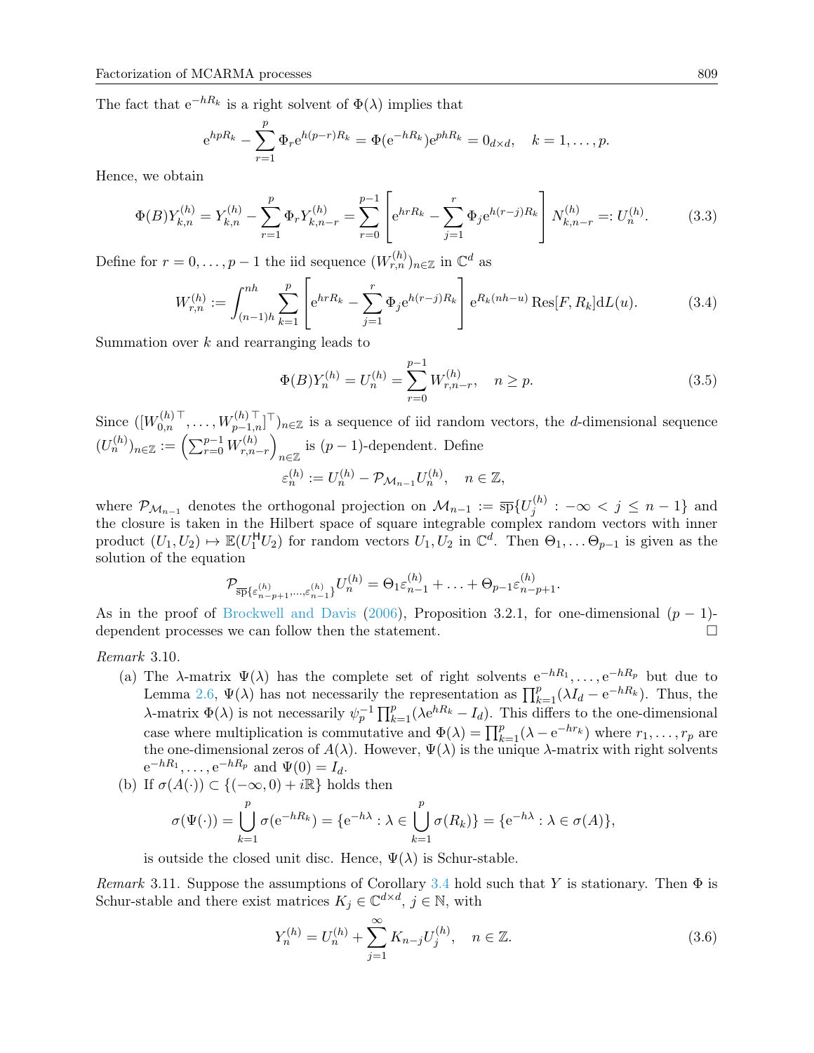The fact that $\mathrm{e}^{-hR_k}$ is a right solvent of $\Phi(\lambda)$ implies that

$$\mathrm{e}^{hpR_k} - \sum_{r=1}^{p} \Phi_r \mathrm{e}^{h(p-r)R_k} = \Phi(\mathrm{e}^{-hR_k})\mathrm{e}^{phR_k} = 0_{d\times d}, \quad k = 1, \ldots, p.$$

Hence, we obtain

$$\Phi(B)Y_{k,n}^{(h)} = Y_{k,n}^{(h)} - \sum_{r=1}^{p} \Phi_r Y_{k,n-r}^{(h)} = \sum_{r=0}^{p-1} \left[ \mathrm{e}^{hrR_k} - \sum_{j=1}^{r} \Phi_j \mathrm{e}^{h(r-j)R_k} \right] N_{k,n-r}^{(h)} =: U_n^{(h)}. \tag{3.3}$$

Define for $r = 0, \ldots, p-1$ the iid sequence $(W_{r,n}^{(h)})_{n\in\mathbb{Z}}$ in $\mathbb{C}^d$ as

$$W_{r,n}^{(h)} := \int_{(n-1)h}^{nh} \sum_{k=1}^{p} \left[ \mathrm{e}^{hrR_k} - \sum_{j=1}^{r} \Phi_j \mathrm{e}^{h(r-j)R_k} \right] \mathrm{e}^{R_k(nh-u)} \operatorname{Res}[F, R_k] \mathrm{d}L(u). \tag{3.4}$$

Summation over $k$ and rearranging leads to

$$\Phi(B)Y_n^{(h)} = U_n^{(h)} = \sum_{r=0}^{p-1} W_{r,n-r}^{(h)}, \quad n \geq p. \tag{3.5}$$

Since $([W_{0,n}^{(h)\top}, \ldots, W_{p-1,n}^{(h)\top}]^\top)_{n\in\mathbb{Z}}$ is a sequence of iid random vectors, the $d$-dimensional sequence $(U_n^{(h)})_{n\in\mathbb{Z}} := \left(\sum_{r=0}^{p-1} W_{r,n-r}^{(h)}\right)_{n\in\mathbb{Z}}$ is $(p-1)$-dependent. Define

$$\varepsilon_n^{(h)} := U_n^{(h)} - \mathcal{P}_{\mathcal{M}_{n-1}} U_n^{(h)}, \quad n \in \mathbb{Z},$$

where $\mathcal{P}_{\mathcal{M}_{n-1}}$ denotes the orthogonal projection on $\mathcal{M}_{n-1} := \overline{\mathrm{sp}}\{U_j^{(h)} : -\infty < j \leq n-1\}$ and the closure is taken in the Hilbert space of square integrable complex random vectors with inner product $(U_1, U_2) \mapsto \mathbb{E}(U_1^{\mathsf{H}} U_2)$ for random vectors $U_1, U_2$ in $\mathbb{C}^d$. Then $\Theta_1, \ldots \Theta_{p-1}$ is given as the solution of the equation

$$\mathcal{P}_{\overline{\mathrm{sp}}\{\varepsilon_{n-p+1}^{(h)}, \ldots, \varepsilon_{n-1}^{(h)}\}} U_n^{(h)} = \Theta_1 \varepsilon_{n-1}^{(h)} + \ldots + \Theta_{p-1} \varepsilon_{n-p+1}^{(h)}.$$

As in the proof of Brockwell and Davis (2006), Proposition 3.2.1, for one-dimensional $(p-1)$-dependent processes we can follow then the statement. □

*Remark* 3.10.

(a) The $\lambda$-matrix $\Psi(\lambda)$ has the complete set of right solvents $\mathrm{e}^{-hR_1}, \ldots, \mathrm{e}^{-hR_p}$ but due to Lemma 2.6, $\Psi(\lambda)$ has not necessarily the representation as $\prod_{k=1}^{p}(\lambda I_d - \mathrm{e}^{-hR_k})$. Thus, the $\lambda$-matrix $\Phi(\lambda)$ is not necessarily $\psi_p^{-1} \prod_{k=1}^{p}(\lambda \mathrm{e}^{hR_k} - I_d)$. This differs to the one-dimensional case where multiplication is commutative and $\Phi(\lambda) = \prod_{k=1}^{p}(\lambda - \mathrm{e}^{-hr_k})$ where $r_1, \ldots, r_p$ are the one-dimensional zeros of $A(\lambda)$. However, $\Psi(\lambda)$ is the unique $\lambda$-matrix with right solvents $\mathrm{e}^{-hR_1}, \ldots, \mathrm{e}^{-hR_p}$ and $\Psi(0) = I_d$.

(b) If $\sigma(A(\cdot)) \subset \{(-\infty, 0) + i\mathbb{R}\}$ holds then

$$\sigma(\Psi(\cdot)) = \bigcup_{k=1}^{p} \sigma(\mathrm{e}^{-hR_k}) = \{\mathrm{e}^{-h\lambda} : \lambda \in \bigcup_{k=1}^{p} \sigma(R_k)\} = \{\mathrm{e}^{-h\lambda} : \lambda \in \sigma(A)\},$$

is outside the closed unit disc. Hence, $\Psi(\lambda)$ is Schur-stable.

*Remark* 3.11. Suppose the assumptions of Corollary 3.4 hold such that $Y$ is stationary. Then $\Phi$ is Schur-stable and there exist matrices $K_j \in \mathbb{C}^{d\times d}$, $j \in \mathbb{N}$, with

$$Y_n^{(h)} = U_n^{(h)} + \sum_{j=1}^{\infty} K_{n-j} U_j^{(h)}, \quad n \in \mathbb{Z}. \tag{3.6}$$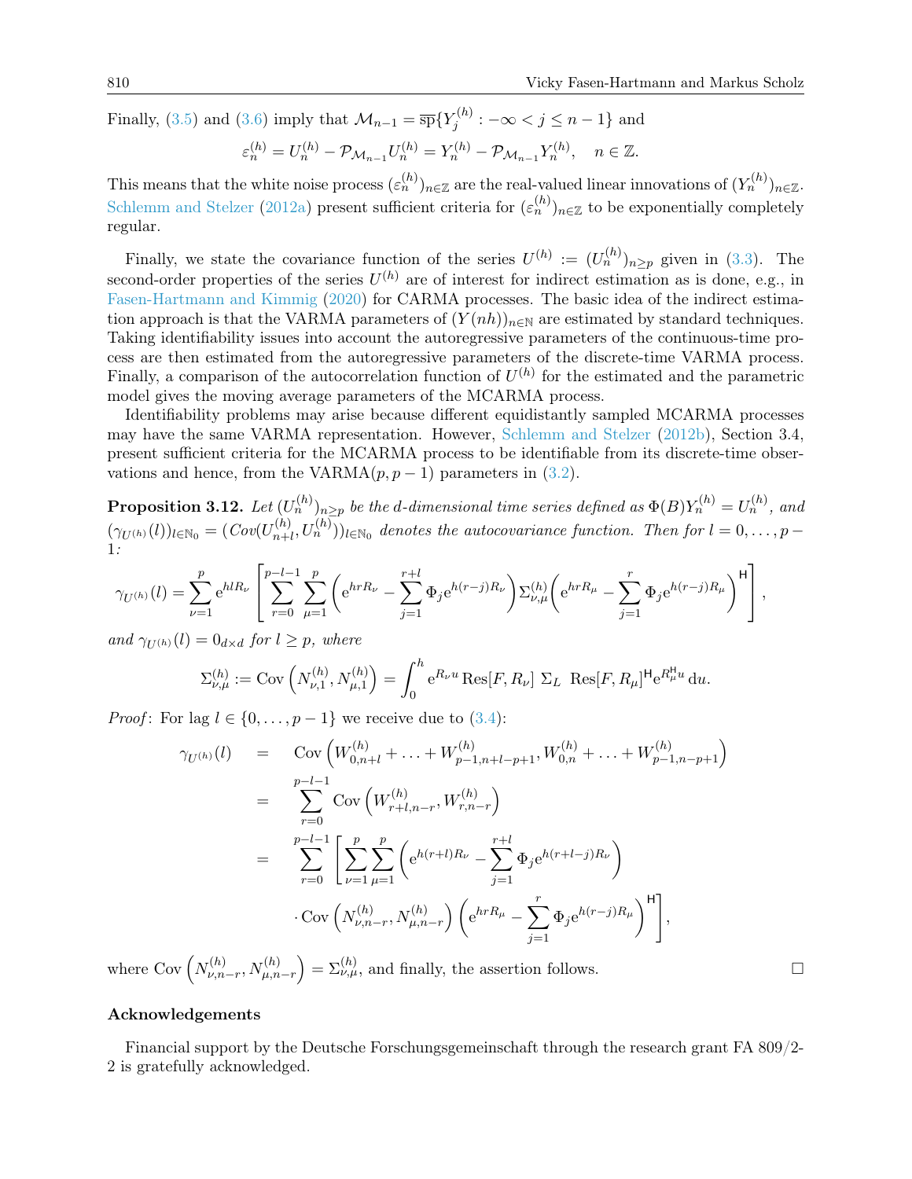Finally, (3.5) and (3.6) imply that $\mathcal{M}_{n-1} = \overline{\text{sp}}\{Y_j^{(h)} : -\infty < j \leq n-1\}$ and

$$\varepsilon_n^{(h)} = U_n^{(h)} - \mathcal{P}_{\mathcal{M}_{n-1}} U_n^{(h)} = Y_n^{(h)} - \mathcal{P}_{\mathcal{M}_{n-1}} Y_n^{(h)}, \quad n \in \mathbb{Z}.$$

This means that the white noise process $(\varepsilon_n^{(h)})_{n\in\mathbb{Z}}$ are the real-valued linear innovations of $(Y_n^{(h)})_{n\in\mathbb{Z}}$. Schlemm and Stelzer (2012a) present sufficient criteria for $(\varepsilon_n^{(h)})_{n\in\mathbb{Z}}$ to be exponentially completely regular.

Finally, we state the covariance function of the series $U^{(h)} := (U_n^{(h)})_{n\geq p}$ given in (3.3). The second-order properties of the series $U^{(h)}$ are of interest for indirect estimation as is done, e.g., in Fasen-Hartmann and Kimmig (2020) for CARMA processes. The basic idea of the indirect estimation approach is that the VARMA parameters of $(Y(nh))_{n\in\mathbb{N}}$ are estimated by standard techniques. Taking identifiability issues into account the autoregressive parameters of the continuous-time process are then estimated from the autoregressive parameters of the discrete-time VARMA process. Finally, a comparison of the autocorrelation function of $U^{(h)}$ for the estimated and the parametric model gives the moving average parameters of the MCARMA process.

Identifiability problems may arise because different equidistantly sampled MCARMA processes may have the same VARMA representation. However, Schlemm and Stelzer (2012b), Section 3.4, present sufficient criteria for the MCARMA process to be identifiable from its discrete-time observations and hence, from the VARMA$(p, p-1)$ parameters in (3.2).

**Proposition 3.12.** *Let $(U_n^{(h)})_{n\geq p}$ be the $d$-dimensional time series defined as $\Phi(B)Y_n^{(h)} = U_n^{(h)}$, and $(\gamma_{U^{(h)}}(l))_{l\in\mathbb{N}_0} = (Cov(U_{n+l}^{(h)}, U_n^{(h)}))_{l\in\mathbb{N}_0}$ denotes the autocovariance function. Then for $l = 0, \ldots, p-1$:*

$$\gamma_{U^{(h)}}(l) = \sum_{\nu=1}^{p} \mathrm{e}^{hlR_\nu} \left[ \sum_{r=0}^{p-l-1} \sum_{\mu=1}^{p} \left( \mathrm{e}^{hrR_\nu} - \sum_{j=1}^{r+l} \Phi_j \mathrm{e}^{h(r-j)R_\nu} \right) \Sigma_{\nu,\mu}^{(h)} \left( \mathrm{e}^{hrR_\mu} - \sum_{j=1}^{r} \Phi_j \mathrm{e}^{h(r-j)R_\mu} \right)^{\mathsf{H}} \right],$$

*and $\gamma_{U^{(h)}}(l) = 0_{d\times d}$ for $l \geq p$, where*

$$\Sigma_{\nu,\mu}^{(h)} := \operatorname{Cov}\left(N_{\nu,1}^{(h)}, N_{\mu,1}^{(h)}\right) = \int_0^h \mathrm{e}^{R_\nu u} \operatorname{Res}[F, R_\nu]\ \Sigma_L\ \operatorname{Res}[F, R_\mu]^{\mathsf{H}} \mathrm{e}^{R_\mu^{\mathsf{H}} u}\, \mathrm{d}u.$$

*Proof*: For lag $l \in \{0, \ldots, p-1\}$ we receive due to (3.4):

$$\begin{aligned}
\gamma_{U^{(h)}}(l) &= \operatorname{Cov}\left(W_{0,n+l}^{(h)} + \ldots + W_{p-1,n+l-p+1}^{(h)}, W_{0,n}^{(h)} + \ldots + W_{p-1,n-p+1}^{(h)}\right) \\
&= \sum_{r=0}^{p-l-1} \operatorname{Cov}\left(W_{r+l,n-r}^{(h)}, W_{r,n-r}^{(h)}\right) \\
&= \sum_{r=0}^{p-l-1} \left[ \sum_{\nu=1}^{p} \sum_{\mu=1}^{p} \left( \mathrm{e}^{h(r+l)R_\nu} - \sum_{j=1}^{r+l} \Phi_j \mathrm{e}^{h(r+l-j)R_\nu} \right) \right. \\
&\quad \left. \cdot \operatorname{Cov}\left(N_{\nu,n-r}^{(h)}, N_{\mu,n-r}^{(h)}\right) \left( \mathrm{e}^{hrR_\mu} - \sum_{j=1}^{r} \Phi_j \mathrm{e}^{h(r-j)R_\mu} \right)^{\mathsf{H}} \right],
\end{aligned}$$

where $\operatorname{Cov}\left(N_{\nu,n-r}^{(h)}, N_{\mu,n-r}^{(h)}\right) = \Sigma_{\nu,\mu}^{(h)}$, and finally, the assertion follows. $\square$

## Acknowledgements

Financial support by the Deutsche Forschungsgemeinschaft through the research grant FA 809/2-2 is gratefully acknowledged.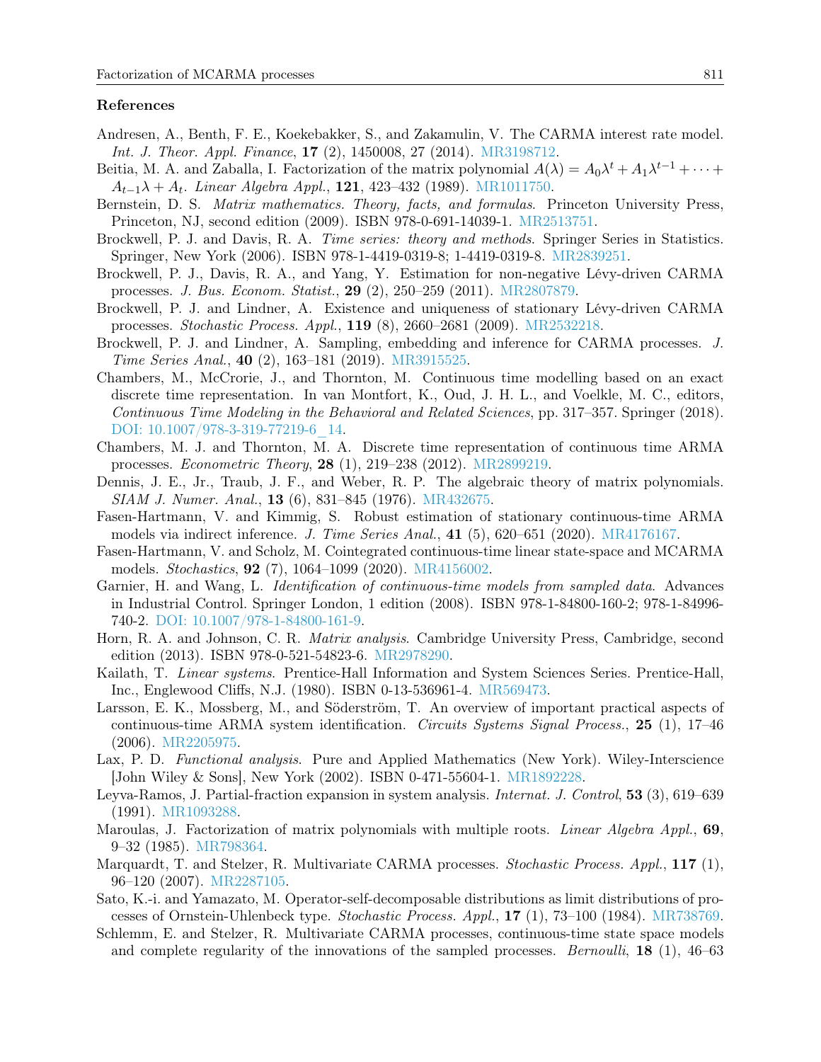## References

Andresen, A., Benth, F. E., Koekebakker, S., and Zakamulin, V. The CARMA interest rate model. *Int. J. Theor. Appl. Finance*, **17** (2), 1450008, 27 (2014). MR3198712.

Beitia, M. A. and Zaballa, I. Factorization of the matrix polynomial $A(\lambda) = A_0\lambda^t + A_1\lambda^{t-1} + \cdots + A_{t-1}\lambda + A_t$. *Linear Algebra Appl.*, **121**, 423–432 (1989). MR1011750.

Bernstein, D. S. *Matrix mathematics. Theory, facts, and formulas*. Princeton University Press, Princeton, NJ, second edition (2009). ISBN 978-0-691-14039-1. MR2513751.

Brockwell, P. J. and Davis, R. A. *Time series: theory and methods*. Springer Series in Statistics. Springer, New York (2006). ISBN 978-1-4419-0319-8; 1-4419-0319-8. MR2839251.

Brockwell, P. J., Davis, R. A., and Yang, Y. Estimation for non-negative Lévy-driven CARMA processes. *J. Bus. Econom. Statist.*, **29** (2), 250–259 (2011). MR2807879.

Brockwell, P. J. and Lindner, A. Existence and uniqueness of stationary Lévy-driven CARMA processes. *Stochastic Process. Appl.*, **119** (8), 2660–2681 (2009). MR2532218.

Brockwell, P. J. and Lindner, A. Sampling, embedding and inference for CARMA processes. *J. Time Series Anal.*, **40** (2), 163–181 (2019). MR3915525.

Chambers, M., McCrorie, J., and Thornton, M. Continuous time modelling based on an exact discrete time representation. In van Montfort, K., Oud, J. H. L., and Voelkle, M. C., editors, *Continuous Time Modeling in the Behavioral and Related Sciences*, pp. 317–357. Springer (2018). DOI: 10.1007/978-3-319-77219-6_14.

Chambers, M. J. and Thornton, M. A. Discrete time representation of continuous time ARMA processes. *Econometric Theory*, **28** (1), 219–238 (2012). MR2899219.

Dennis, J. E., Jr., Traub, J. F., and Weber, R. P. The algebraic theory of matrix polynomials. *SIAM J. Numer. Anal.*, **13** (6), 831–845 (1976). MR432675.

Fasen-Hartmann, V. and Kimmig, S. Robust estimation of stationary continuous-time ARMA models via indirect inference. *J. Time Series Anal.*, **41** (5), 620–651 (2020). MR4176167.

Fasen-Hartmann, V. and Scholz, M. Cointegrated continuous-time linear state-space and MCARMA models. *Stochastics*, **92** (7), 1064–1099 (2020). MR4156002.

Garnier, H. and Wang, L. *Identification of continuous-time models from sampled data*. Advances in Industrial Control. Springer London, 1 edition (2008). ISBN 978-1-84800-160-2; 978-1-84996-740-2. DOI: 10.1007/978-1-84800-161-9.

Horn, R. A. and Johnson, C. R. *Matrix analysis*. Cambridge University Press, Cambridge, second edition (2013). ISBN 978-0-521-54823-6. MR2978290.

Kailath, T. *Linear systems*. Prentice-Hall Information and System Sciences Series. Prentice-Hall, Inc., Englewood Cliffs, N.J. (1980). ISBN 0-13-536961-4. MR569473.

Larsson, E. K., Mossberg, M., and Söderström, T. An overview of important practical aspects of continuous-time ARMA system identification. *Circuits Systems Signal Process.*, **25** (1), 17–46 (2006). MR2205975.

Lax, P. D. *Functional analysis*. Pure and Applied Mathematics (New York). Wiley-Interscience [John Wiley & Sons], New York (2002). ISBN 0-471-55604-1. MR1892228.

Leyva-Ramos, J. Partial-fraction expansion in system analysis. *Internat. J. Control*, **53** (3), 619–639 (1991). MR1093288.

Maroulas, J. Factorization of matrix polynomials with multiple roots. *Linear Algebra Appl.*, **69**, 9–32 (1985). MR798364.

Marquardt, T. and Stelzer, R. Multivariate CARMA processes. *Stochastic Process. Appl.*, **117** (1), 96–120 (2007). MR2287105.

Sato, K.-i. and Yamazato, M. Operator-self-decomposable distributions as limit distributions of processes of Ornstein-Uhlenbeck type. *Stochastic Process. Appl.*, **17** (1), 73–100 (1984). MR738769.

Schlemm, E. and Stelzer, R. Multivariate CARMA processes, continuous-time state space models and complete regularity of the innovations of the sampled processes. *Bernoulli*, **18** (1), 46–63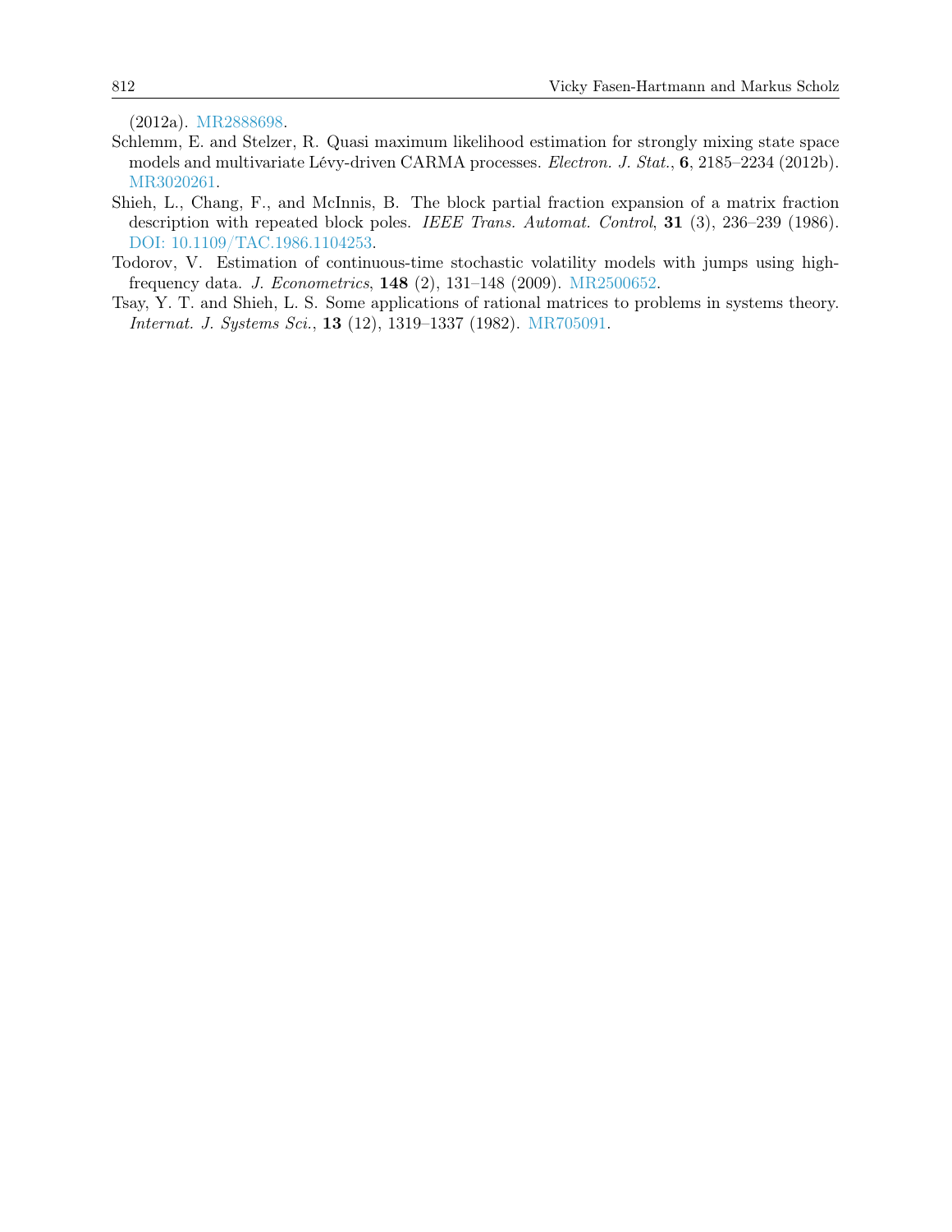(2012a). MR2888698.

Schlemm, E. and Stelzer, R. Quasi maximum likelihood estimation for strongly mixing state space models and multivariate Lévy-driven CARMA processes. *Electron. J. Stat.*, **6**, 2185–2234 (2012b). MR3020261.

Shieh, L., Chang, F., and McInnis, B. The block partial fraction expansion of a matrix fraction description with repeated block poles. *IEEE Trans. Automat. Control*, **31** (3), 236–239 (1986). DOI: 10.1109/TAC.1986.1104253.

Todorov, V. Estimation of continuous-time stochastic volatility models with jumps using high-frequency data. *J. Econometrics*, **148** (2), 131–148 (2009). MR2500652.

Tsay, Y. T. and Shieh, L. S. Some applications of rational matrices to problems in systems theory. *Internat. J. Systems Sci.*, **13** (12), 1319–1337 (1982). MR705091.